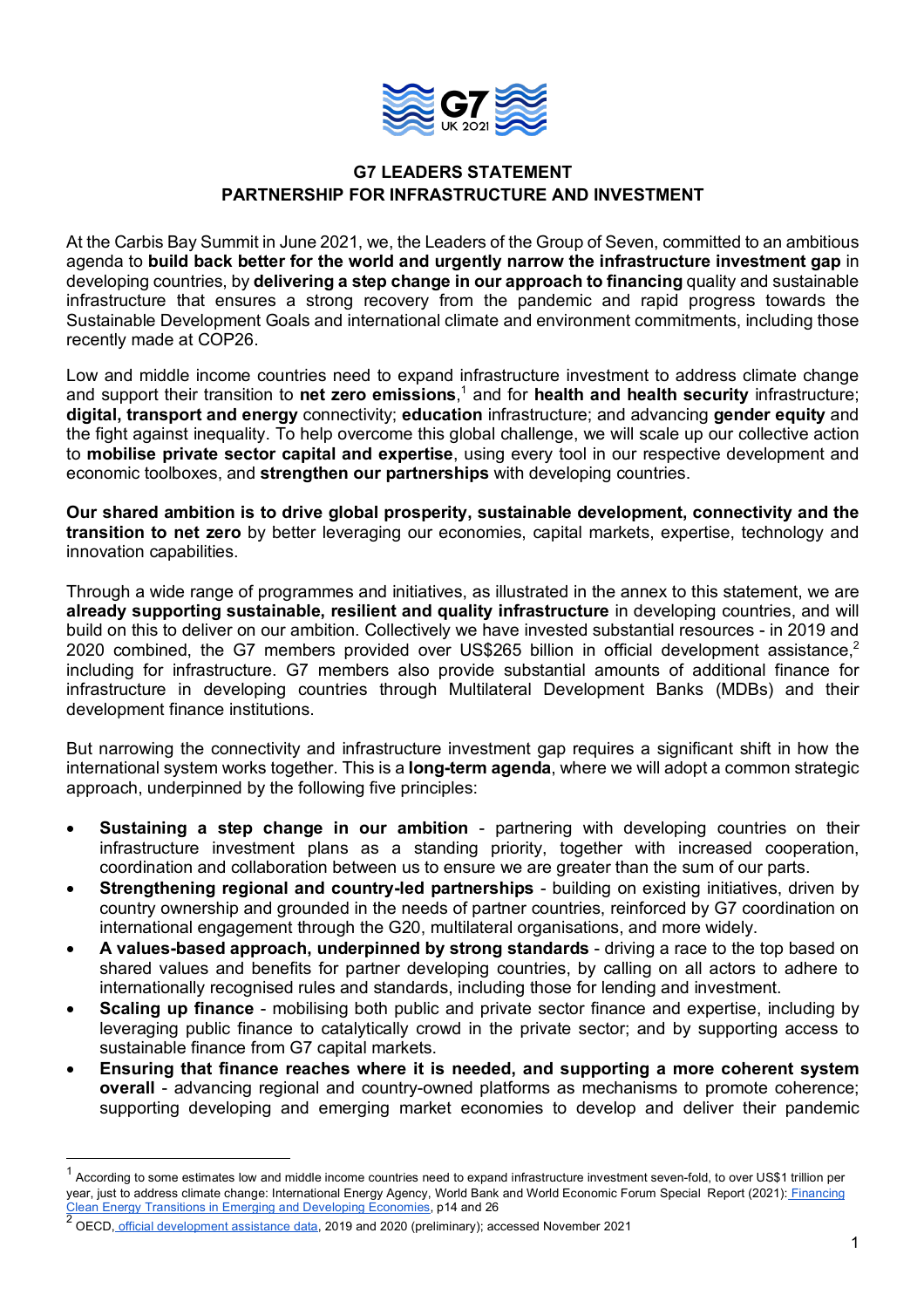# G7 LEADERS STATEMENT
## PARTNERSHIP FOR INFRASTRUCTURE AND INVESTMENT

At the Carbis Bay Summit in June 2021, we, the Leaders of the Group of Seven, committed to an ambitious agenda to **build back better for the world and urgently narrow the infrastructure investment gap** in developing countries, by **delivering a step change in our approach to financing** quality and sustainable infrastructure that ensures a strong recovery from the pandemic and rapid progress towards the Sustainable Development Goals and international climate and environment commitments, including those recently made at COP26.

Low and middle income countries need to expand infrastructure investment to address climate change and support their transition to **net zero emissions**,[1] and for **health and health security** infrastructure; **digital, transport and energy** connectivity; **education** infrastructure; and advancing **gender equity** and the fight against inequality. To help overcome this global challenge, we will scale up our collective action to **mobilise private sector capital and expertise**, using every tool in our respective development and economic toolboxes, and **strengthen our partnerships** with developing countries.

**Our shared ambition is to drive global prosperity, sustainable development, connectivity and the transition to net zero** by better leveraging our economies, capital markets, expertise, technology and innovation capabilities.

Through a wide range of programmes and initiatives, as illustrated in the annex to this statement, we are **already supporting sustainable, resilient and quality infrastructure** in developing countries, and will build on this to deliver on our ambition. Collectively we have invested substantial resources - in 2019 and 2020 combined, the G7 members provided over US$265 billion in official development assistance,[2] including for infrastructure. G7 members also provide substantial amounts of additional finance for infrastructure in developing countries through Multilateral Development Banks (MDBs) and their development finance institutions.

But narrowing the connectivity and infrastructure investment gap requires a significant shift in how the international system works together. This is a **long-term agenda**, where we will adopt a common strategic approach, underpinned by the following five principles:

- **Sustaining a step change in our ambition** - partnering with developing countries on their infrastructure investment plans as a standing priority, together with increased cooperation, coordination and collaboration between us to ensure we are greater than the sum of our parts.
- **Strengthening regional and country-led partnerships** - building on existing initiatives, driven by country ownership and grounded in the needs of partner countries, reinforced by G7 coordination on international engagement through the G20, multilateral organisations, and more widely.
- **A values-based approach, underpinned by strong standards** - driving a race to the top based on shared values and benefits for partner developing countries, by calling on all actors to adhere to internationally recognised rules and standards, including those for lending and investment.
- **Scaling up finance** - mobilising both public and private sector finance and expertise, including by leveraging public finance to catalytically crowd in the private sector; and by supporting access to sustainable finance from G7 capital markets.
- **Ensuring that finance reaches where it is needed, and supporting a more coherent system overall** - advancing regional and country-owned platforms as mechanisms to promote coherence; supporting developing and emerging market economies to develop and deliver their pandemic

---

[1] According to some estimates low and middle income countries need to expand infrastructure investment seven-fold, to over US$1 trillion per year, just to address climate change: International Energy Agency, World Bank and World Economic Forum Special Report (2021): Financing Clean Energy Transitions in Emerging and Developing Economies, p14 and 26

[2] OECD, official development assistance data, 2019 and 2020 (preliminary); accessed November 2021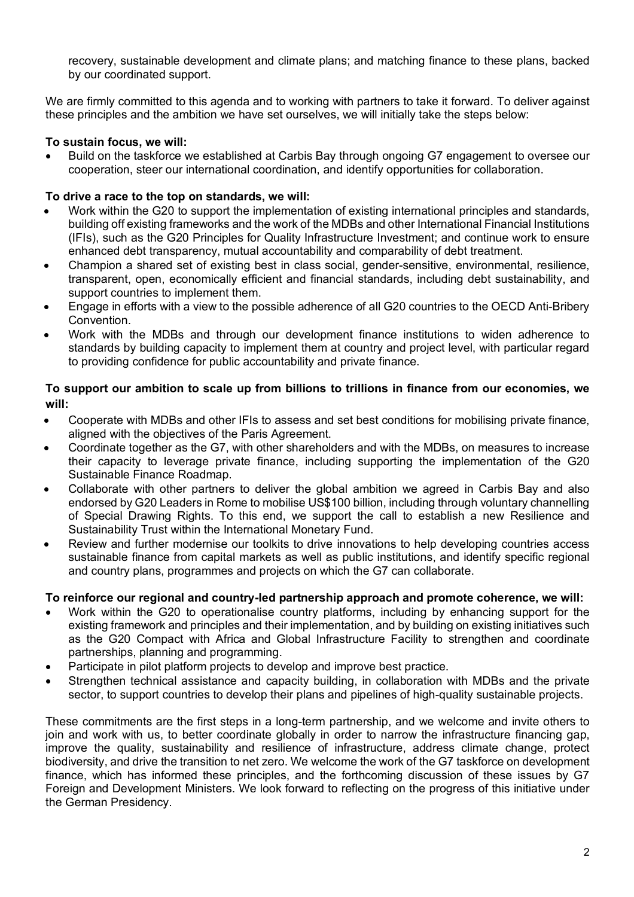recovery, sustainable development and climate plans; and matching finance to these plans, backed by our coordinated support.

We are firmly committed to this agenda and to working with partners to take it forward. To deliver against these principles and the ambition we have set ourselves, we will initially take the steps below:

**To sustain focus, we will:**

- Build on the taskforce we established at Carbis Bay through ongoing G7 engagement to oversee our cooperation, steer our international coordination, and identify opportunities for collaboration.

**To drive a race to the top on standards, we will:**

- Work within the G20 to support the implementation of existing international principles and standards, building off existing frameworks and the work of the MDBs and other International Financial Institutions (IFIs), such as the G20 Principles for Quality Infrastructure Investment; and continue work to ensure enhanced debt transparency, mutual accountability and comparability of debt treatment.
- Champion a shared set of existing best in class social, gender-sensitive, environmental, resilience, transparent, open, economically efficient and financial standards, including debt sustainability, and support countries to implement them.
- Engage in efforts with a view to the possible adherence of all G20 countries to the OECD Anti-Bribery Convention.
- Work with the MDBs and through our development finance institutions to widen adherence to standards by building capacity to implement them at country and project level, with particular regard to providing confidence for public accountability and private finance.

**To support our ambition to scale up from billions to trillions in finance from our economies, we will:**

- Cooperate with MDBs and other IFIs to assess and set best conditions for mobilising private finance, aligned with the objectives of the Paris Agreement.
- Coordinate together as the G7, with other shareholders and with the MDBs, on measures to increase their capacity to leverage private finance, including supporting the implementation of the G20 Sustainable Finance Roadmap.
- Collaborate with other partners to deliver the global ambition we agreed in Carbis Bay and also endorsed by G20 Leaders in Rome to mobilise US$100 billion, including through voluntary channelling of Special Drawing Rights. To this end, we support the call to establish a new Resilience and Sustainability Trust within the International Monetary Fund.
- Review and further modernise our toolkits to drive innovations to help developing countries access sustainable finance from capital markets as well as public institutions, and identify specific regional and country plans, programmes and projects on which the G7 can collaborate.

**To reinforce our regional and country-led partnership approach and promote coherence, we will:**

- Work within the G20 to operationalise country platforms, including by enhancing support for the existing framework and principles and their implementation, and by building on existing initiatives such as the G20 Compact with Africa and Global Infrastructure Facility to strengthen and coordinate partnerships, planning and programming.
- Participate in pilot platform projects to develop and improve best practice.
- Strengthen technical assistance and capacity building, in collaboration with MDBs and the private sector, to support countries to develop their plans and pipelines of high-quality sustainable projects.

These commitments are the first steps in a long-term partnership, and we welcome and invite others to join and work with us, to better coordinate globally in order to narrow the infrastructure financing gap, improve the quality, sustainability and resilience of infrastructure, address climate change, protect biodiversity, and drive the transition to net zero. We welcome the work of the G7 taskforce on development finance, which has informed these principles, and the forthcoming discussion of these issues by G7 Foreign and Development Ministers. We look forward to reflecting on the progress of this initiative under the German Presidency.